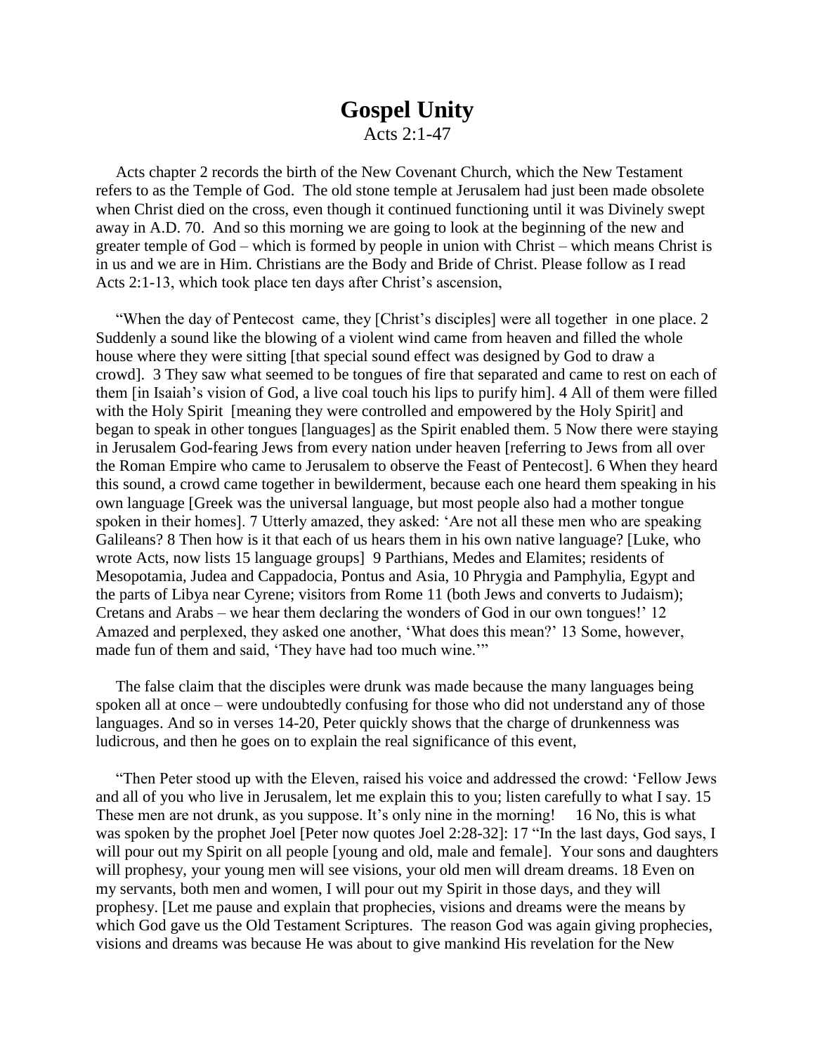# Gospel Unity

Acts 2:1-47

Acts chapter 2 records the birth of the New Covenant Church, which the New Testament refers to as the Temple of God. The old stone temple at Jerusalem had just been made obsolete when Christ died on the cross, even though it continued functioning until it was Divinely swept away in A.D. 70. And so this morning we are going to look at the beginning of the new and greater temple of God – which is formed by people in union with Christ – which means Christ is in us and we are in Him. Christians are the Body and Bride of Christ. Please follow as I read Acts 2:1-13, which took place ten days after Christ's ascension,

"When the day of Pentecost came, they [Christ's disciples] were all together in one place. 2 Suddenly a sound like the blowing of a violent wind came from heaven and filled the whole house where they were sitting [that special sound effect was designed by God to draw a crowd]. 3 They saw what seemed to be tongues of fire that separated and came to rest on each of them [in Isaiah's vision of God, a live coal touch his lips to purify him]. 4 All of them were filled with the Holy Spirit [meaning they were controlled and empowered by the Holy Spirit] and began to speak in other tongues [languages] as the Spirit enabled them. 5 Now there were staying in Jerusalem God-fearing Jews from every nation under heaven [referring to Jews from all over the Roman Empire who came to Jerusalem to observe the Feast of Pentecost]. 6 When they heard this sound, a crowd came together in bewilderment, because each one heard them speaking in his own language [Greek was the universal language, but most people also had a mother tongue spoken in their homes]. 7 Utterly amazed, they asked: 'Are not all these men who are speaking Galileans? 8 Then how is it that each of us hears them in his own native language? [Luke, who wrote Acts, now lists 15 language groups] 9 Parthians, Medes and Elamites; residents of Mesopotamia, Judea and Cappadocia, Pontus and Asia, 10 Phrygia and Pamphylia, Egypt and the parts of Libya near Cyrene; visitors from Rome 11 (both Jews and converts to Judaism); Cretans and Arabs – we hear them declaring the wonders of God in our own tongues!' 12 Amazed and perplexed, they asked one another, 'What does this mean?' 13 Some, however, made fun of them and said, 'They have had too much wine.'"

The false claim that the disciples were drunk was made because the many languages being spoken all at once – were undoubtedly confusing for those who did not understand any of those languages. And so in verses 14-20, Peter quickly shows that the charge of drunkenness was ludicrous, and then he goes on to explain the real significance of this event,

"Then Peter stood up with the Eleven, raised his voice and addressed the crowd: 'Fellow Jews and all of you who live in Jerusalem, let me explain this to you; listen carefully to what I say. 15 These men are not drunk, as you suppose. It's only nine in the morning! 16 No, this is what was spoken by the prophet Joel [Peter now quotes Joel 2:28-32]: 17 "In the last days, God says, I will pour out my Spirit on all people [young and old, male and female]. Your sons and daughters will prophesy, your young men will see visions, your old men will dream dreams. 18 Even on my servants, both men and women, I will pour out my Spirit in those days, and they will prophesy. [Let me pause and explain that prophecies, visions and dreams were the means by which God gave us the Old Testament Scriptures. The reason God was again giving prophecies, visions and dreams was because He was about to give mankind His revelation for the New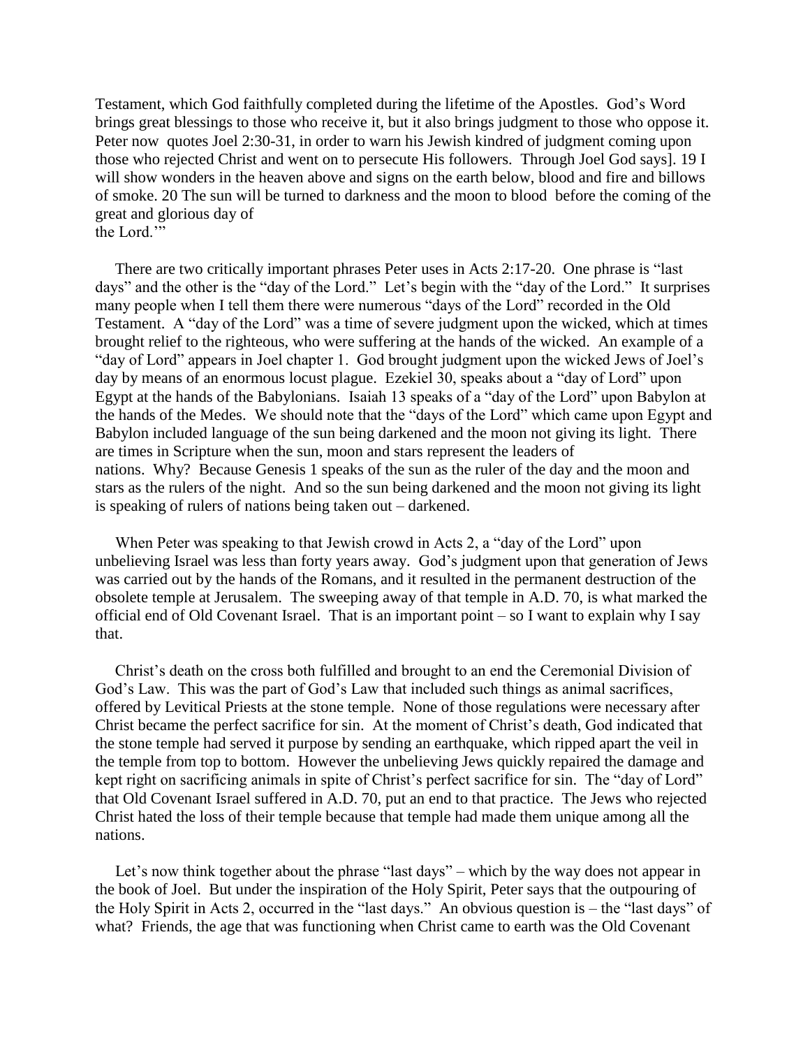Testament, which God faithfully completed during the lifetime of the Apostles. God's Word brings great blessings to those who receive it, but it also brings judgment to those who oppose it. Peter now quotes Joel 2:30-31, in order to warn his Jewish kindred of judgment coming upon those who rejected Christ and went on to persecute His followers. Through Joel God says]. 19 I will show wonders in the heaven above and signs on the earth below, blood and fire and billows of smoke. 20 The sun will be turned to darkness and the moon to blood before the coming of the great and glorious day of the Lord.'"

There are two critically important phrases Peter uses in Acts 2:17-20. One phrase is "last days" and the other is the "day of the Lord." Let's begin with the "day of the Lord." It surprises many people when I tell them there were numerous "days of the Lord" recorded in the Old Testament. A "day of the Lord" was a time of severe judgment upon the wicked, which at times brought relief to the righteous, who were suffering at the hands of the wicked. An example of a "day of Lord" appears in Joel chapter 1. God brought judgment upon the wicked Jews of Joel's day by means of an enormous locust plague. Ezekiel 30, speaks about a "day of Lord" upon Egypt at the hands of the Babylonians. Isaiah 13 speaks of a "day of the Lord" upon Babylon at the hands of the Medes. We should note that the "days of the Lord" which came upon Egypt and Babylon included language of the sun being darkened and the moon not giving its light. There are times in Scripture when the sun, moon and stars represent the leaders of nations. Why? Because Genesis 1 speaks of the sun as the ruler of the day and the moon and stars as the rulers of the night. And so the sun being darkened and the moon not giving its light is speaking of rulers of nations being taken out – darkened.

When Peter was speaking to that Jewish crowd in Acts 2, a "day of the Lord" upon unbelieving Israel was less than forty years away. God's judgment upon that generation of Jews was carried out by the hands of the Romans, and it resulted in the permanent destruction of the obsolete temple at Jerusalem. The sweeping away of that temple in A.D. 70, is what marked the official end of Old Covenant Israel. That is an important point – so I want to explain why I say that.

Christ's death on the cross both fulfilled and brought to an end the Ceremonial Division of God's Law. This was the part of God's Law that included such things as animal sacrifices, offered by Levitical Priests at the stone temple. None of those regulations were necessary after Christ became the perfect sacrifice for sin. At the moment of Christ's death, God indicated that the stone temple had served it purpose by sending an earthquake, which ripped apart the veil in the temple from top to bottom. However the unbelieving Jews quickly repaired the damage and kept right on sacrificing animals in spite of Christ's perfect sacrifice for sin. The "day of Lord" that Old Covenant Israel suffered in A.D. 70, put an end to that practice. The Jews who rejected Christ hated the loss of their temple because that temple had made them unique among all the nations.

Let's now think together about the phrase "last days" – which by the way does not appear in the book of Joel. But under the inspiration of the Holy Spirit, Peter says that the outpouring of the Holy Spirit in Acts 2, occurred in the "last days." An obvious question is – the "last days" of what? Friends, the age that was functioning when Christ came to earth was the Old Covenant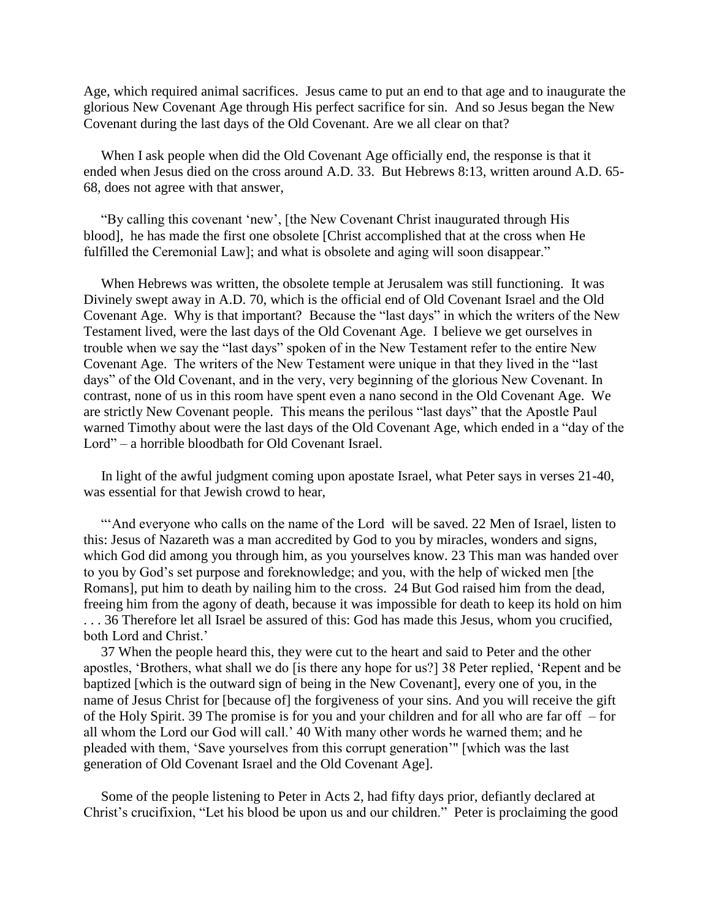Age, which required animal sacrifices. Jesus came to put an end to that age and to inaugurate the glorious New Covenant Age through His perfect sacrifice for sin. And so Jesus began the New Covenant during the last days of the Old Covenant. Are we all clear on that?

When I ask people when did the Old Covenant Age officially end, the response is that it ended when Jesus died on the cross around A.D. 33. But Hebrews 8:13, written around A.D. 65-68, does not agree with that answer,

"By calling this covenant 'new', [the New Covenant Christ inaugurated through His blood], he has made the first one obsolete [Christ accomplished that at the cross when He fulfilled the Ceremonial Law]; and what is obsolete and aging will soon disappear."

When Hebrews was written, the obsolete temple at Jerusalem was still functioning. It was Divinely swept away in A.D. 70, which is the official end of Old Covenant Israel and the Old Covenant Age. Why is that important? Because the "last days" in which the writers of the New Testament lived, were the last days of the Old Covenant Age. I believe we get ourselves in trouble when we say the "last days" spoken of in the New Testament refer to the entire New Covenant Age. The writers of the New Testament were unique in that they lived in the "last days" of the Old Covenant, and in the very, very beginning of the glorious New Covenant. In contrast, none of us in this room have spent even a nano second in the Old Covenant Age. We are strictly New Covenant people. This means the perilous "last days" that the Apostle Paul warned Timothy about were the last days of the Old Covenant Age, which ended in a "day of the Lord" – a horrible bloodbath for Old Covenant Israel.

In light of the awful judgment coming upon apostate Israel, what Peter says in verses 21-40, was essential for that Jewish crowd to hear,

"'And everyone who calls on the name of the Lord will be saved. 22 Men of Israel, listen to this: Jesus of Nazareth was a man accredited by God to you by miracles, wonders and signs, which God did among you through him, as you yourselves know. 23 This man was handed over to you by God's set purpose and foreknowledge; and you, with the help of wicked men [the Romans], put him to death by nailing him to the cross. 24 But God raised him from the dead, freeing him from the agony of death, because it was impossible for death to keep its hold on him . . . 36 Therefore let all Israel be assured of this: God has made this Jesus, whom you crucified, both Lord and Christ.'

37 When the people heard this, they were cut to the heart and said to Peter and the other apostles, 'Brothers, what shall we do [is there any hope for us?] 38 Peter replied, 'Repent and be baptized [which is the outward sign of being in the New Covenant], every one of you, in the name of Jesus Christ for [because of] the forgiveness of your sins. And you will receive the gift of the Holy Spirit. 39 The promise is for you and your children and for all who are far off – for all whom the Lord our God will call.' 40 With many other words he warned them; and he pleaded with them, 'Save yourselves from this corrupt generation'" [which was the last generation of Old Covenant Israel and the Old Covenant Age].

Some of the people listening to Peter in Acts 2, had fifty days prior, defiantly declared at Christ's crucifixion, "Let his blood be upon us and our children." Peter is proclaiming the good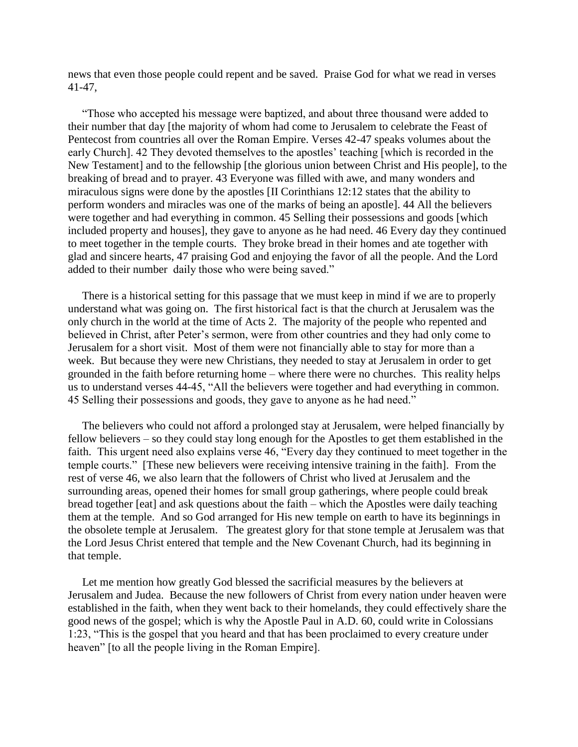news that even those people could repent and be saved. Praise God for what we read in verses 41-47,

"Those who accepted his message were baptized, and about three thousand were added to their number that day [the majority of whom had come to Jerusalem to celebrate the Feast of Pentecost from countries all over the Roman Empire. Verses 42-47 speaks volumes about the early Church]. 42 They devoted themselves to the apostles' teaching [which is recorded in the New Testament] and to the fellowship [the glorious union between Christ and His people], to the breaking of bread and to prayer. 43 Everyone was filled with awe, and many wonders and miraculous signs were done by the apostles [II Corinthians 12:12 states that the ability to perform wonders and miracles was one of the marks of being an apostle]. 44 All the believers were together and had everything in common. 45 Selling their possessions and goods [which included property and houses], they gave to anyone as he had need. 46 Every day they continued to meet together in the temple courts. They broke bread in their homes and ate together with glad and sincere hearts, 47 praising God and enjoying the favor of all the people. And the Lord added to their number daily those who were being saved."

There is a historical setting for this passage that we must keep in mind if we are to properly understand what was going on. The first historical fact is that the church at Jerusalem was the only church in the world at the time of Acts 2. The majority of the people who repented and believed in Christ, after Peter's sermon, were from other countries and they had only come to Jerusalem for a short visit. Most of them were not financially able to stay for more than a week. But because they were new Christians, they needed to stay at Jerusalem in order to get grounded in the faith before returning home – where there were no churches. This reality helps us to understand verses 44-45, "All the believers were together and had everything in common. 45 Selling their possessions and goods, they gave to anyone as he had need."

The believers who could not afford a prolonged stay at Jerusalem, were helped financially by fellow believers – so they could stay long enough for the Apostles to get them established in the faith. This urgent need also explains verse 46, "Every day they continued to meet together in the temple courts." [These new believers were receiving intensive training in the faith]. From the rest of verse 46, we also learn that the followers of Christ who lived at Jerusalem and the surrounding areas, opened their homes for small group gatherings, where people could break bread together [eat] and ask questions about the faith – which the Apostles were daily teaching them at the temple. And so God arranged for His new temple on earth to have its beginnings in the obsolete temple at Jerusalem. The greatest glory for that stone temple at Jerusalem was that the Lord Jesus Christ entered that temple and the New Covenant Church, had its beginning in that temple.

Let me mention how greatly God blessed the sacrificial measures by the believers at Jerusalem and Judea. Because the new followers of Christ from every nation under heaven were established in the faith, when they went back to their homelands, they could effectively share the good news of the gospel; which is why the Apostle Paul in A.D. 60, could write in Colossians 1:23, "This is the gospel that you heard and that has been proclaimed to every creature under heaven" [to all the people living in the Roman Empire].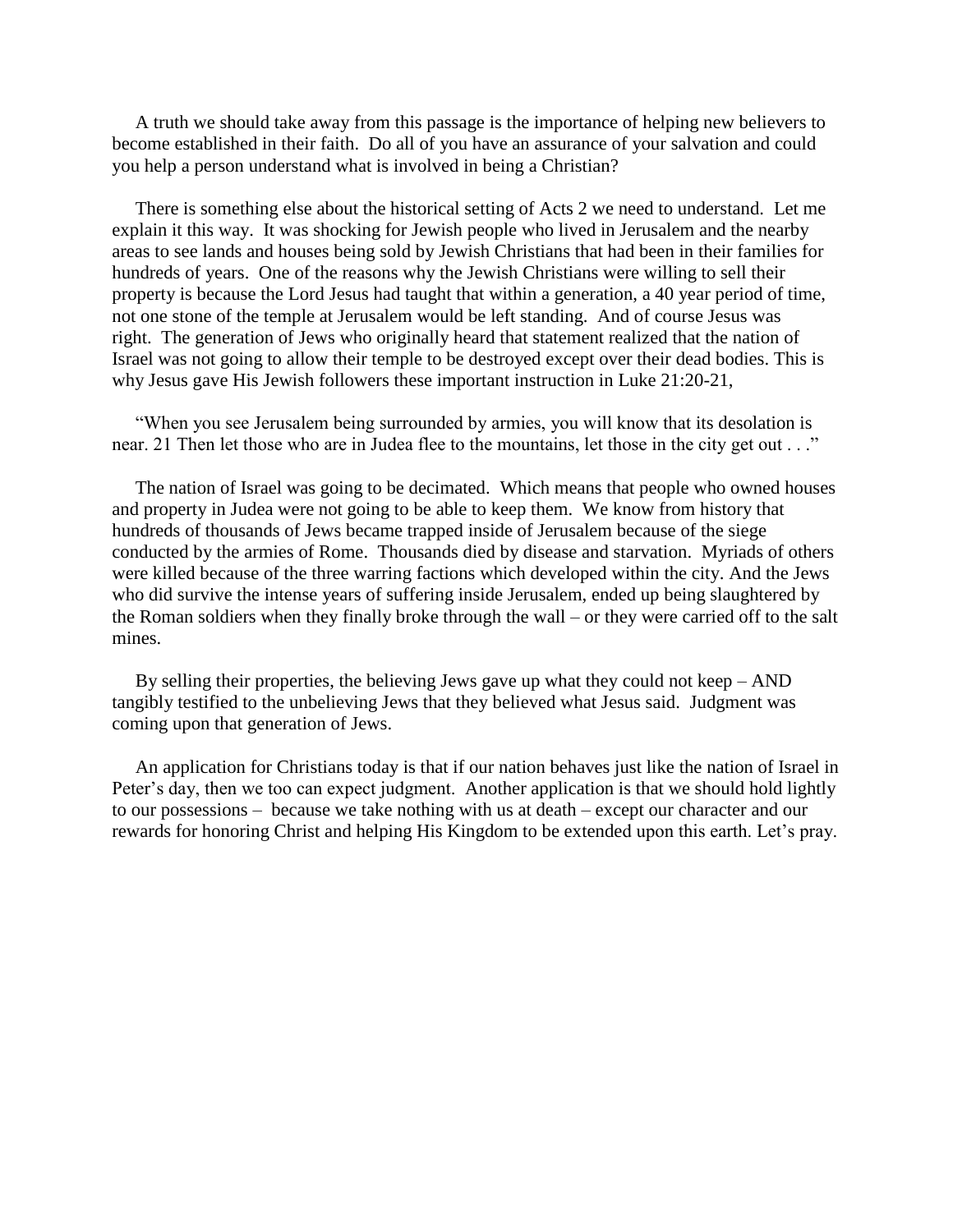A truth we should take away from this passage is the importance of helping new believers to become established in their faith. Do all of you have an assurance of your salvation and could you help a person understand what is involved in being a Christian?

There is something else about the historical setting of Acts 2 we need to understand. Let me explain it this way. It was shocking for Jewish people who lived in Jerusalem and the nearby areas to see lands and houses being sold by Jewish Christians that had been in their families for hundreds of years. One of the reasons why the Jewish Christians were willing to sell their property is because the Lord Jesus had taught that within a generation, a 40 year period of time, not one stone of the temple at Jerusalem would be left standing. And of course Jesus was right. The generation of Jews who originally heard that statement realized that the nation of Israel was not going to allow their temple to be destroyed except over their dead bodies. This is why Jesus gave His Jewish followers these important instruction in Luke 21:20-21,

"When you see Jerusalem being surrounded by armies, you will know that its desolation is near. 21 Then let those who are in Judea flee to the mountains, let those in the city get out . . ."

The nation of Israel was going to be decimated. Which means that people who owned houses and property in Judea were not going to be able to keep them. We know from history that hundreds of thousands of Jews became trapped inside of Jerusalem because of the siege conducted by the armies of Rome. Thousands died by disease and starvation. Myriads of others were killed because of the three warring factions which developed within the city. And the Jews who did survive the intense years of suffering inside Jerusalem, ended up being slaughtered by the Roman soldiers when they finally broke through the wall – or they were carried off to the salt mines.

By selling their properties, the believing Jews gave up what they could not keep – AND tangibly testified to the unbelieving Jews that they believed what Jesus said. Judgment was coming upon that generation of Jews.

An application for Christians today is that if our nation behaves just like the nation of Israel in Peter's day, then we too can expect judgment. Another application is that we should hold lightly to our possessions – because we take nothing with us at death – except our character and our rewards for honoring Christ and helping His Kingdom to be extended upon this earth. Let's pray.